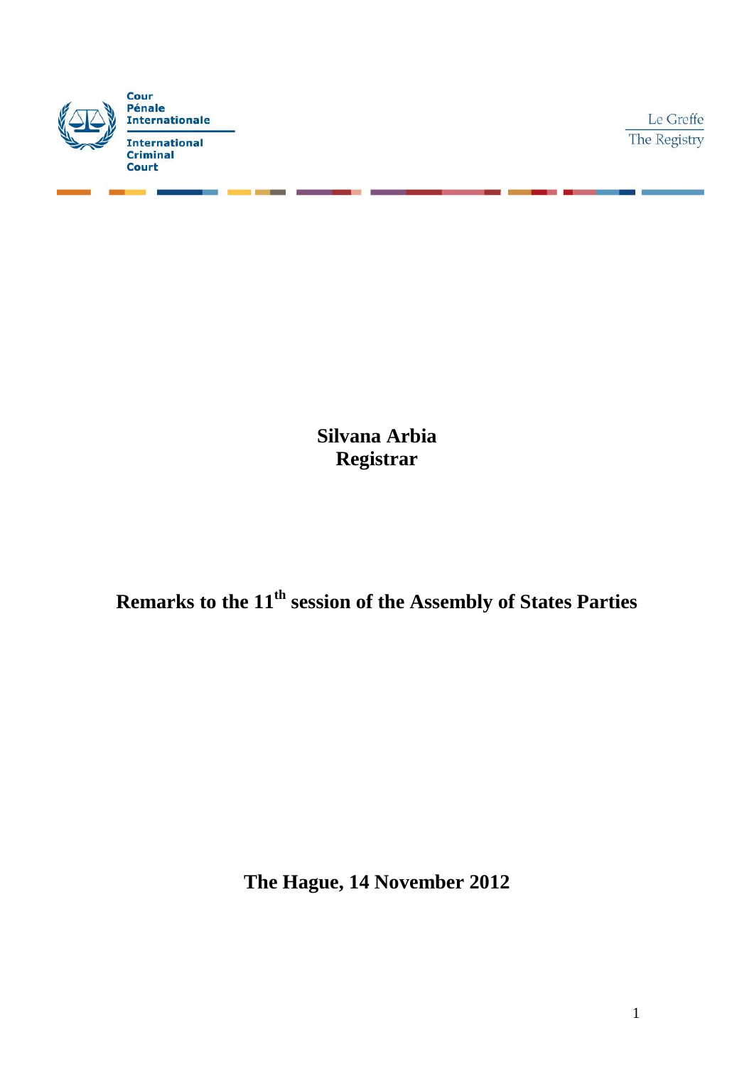Cour Pénale Internationale

International Criminal Court

Le Greffe
The Registry

**Silvana Arbia**
**Registrar**

# Remarks to the 11th session of the Assembly of States Parties

**The Hague, 14 November 2012**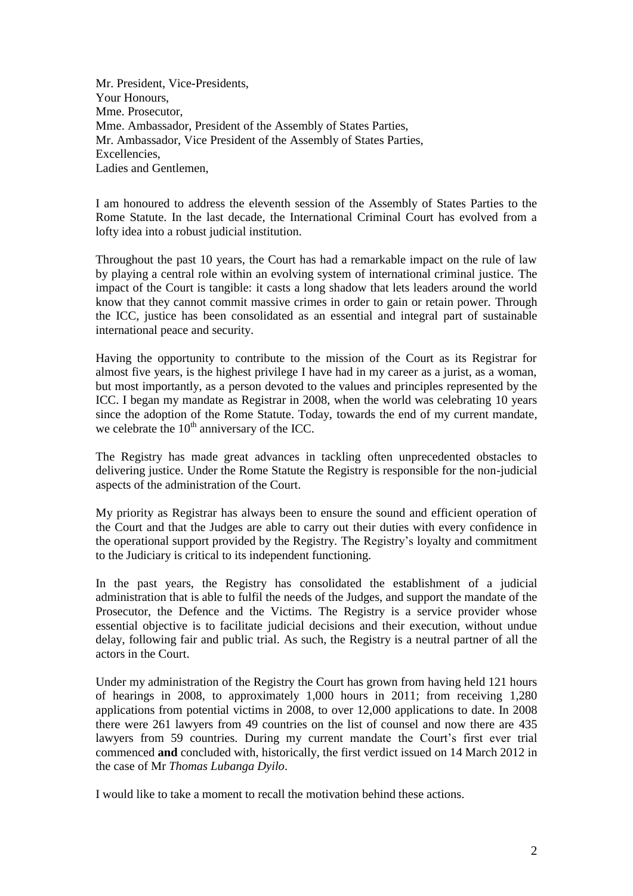Mr. President, Vice-Presidents,
Your Honours,
Mme. Prosecutor,
Mme. Ambassador, President of the Assembly of States Parties,
Mr. Ambassador, Vice President of the Assembly of States Parties,
Excellencies,
Ladies and Gentlemen,

I am honoured to address the eleventh session of the Assembly of States Parties to the Rome Statute. In the last decade, the International Criminal Court has evolved from a lofty idea into a robust judicial institution.

Throughout the past 10 years, the Court has had a remarkable impact on the rule of law by playing a central role within an evolving system of international criminal justice. The impact of the Court is tangible: it casts a long shadow that lets leaders around the world know that they cannot commit massive crimes in order to gain or retain power. Through the ICC, justice has been consolidated as an essential and integral part of sustainable international peace and security.

Having the opportunity to contribute to the mission of the Court as its Registrar for almost five years, is the highest privilege I have had in my career as a jurist, as a woman, but most importantly, as a person devoted to the values and principles represented by the ICC. I began my mandate as Registrar in 2008, when the world was celebrating 10 years since the adoption of the Rome Statute. Today, towards the end of my current mandate, we celebrate the 10th anniversary of the ICC.

The Registry has made great advances in tackling often unprecedented obstacles to delivering justice. Under the Rome Statute the Registry is responsible for the non-judicial aspects of the administration of the Court.

My priority as Registrar has always been to ensure the sound and efficient operation of the Court and that the Judges are able to carry out their duties with every confidence in the operational support provided by the Registry. The Registry's loyalty and commitment to the Judiciary is critical to its independent functioning.

In the past years, the Registry has consolidated the establishment of a judicial administration that is able to fulfil the needs of the Judges, and support the mandate of the Prosecutor, the Defence and the Victims. The Registry is a service provider whose essential objective is to facilitate judicial decisions and their execution, without undue delay, following fair and public trial. As such, the Registry is a neutral partner of all the actors in the Court.

Under my administration of the Registry the Court has grown from having held 121 hours of hearings in 2008, to approximately 1,000 hours in 2011; from receiving 1,280 applications from potential victims in 2008, to over 12,000 applications to date. In 2008 there were 261 lawyers from 49 countries on the list of counsel and now there are 435 lawyers from 59 countries. During my current mandate the Court's first ever trial commenced **and** concluded with, historically, the first verdict issued on 14 March 2012 in the case of Mr *Thomas Lubanga Dyilo*.

I would like to take a moment to recall the motivation behind these actions.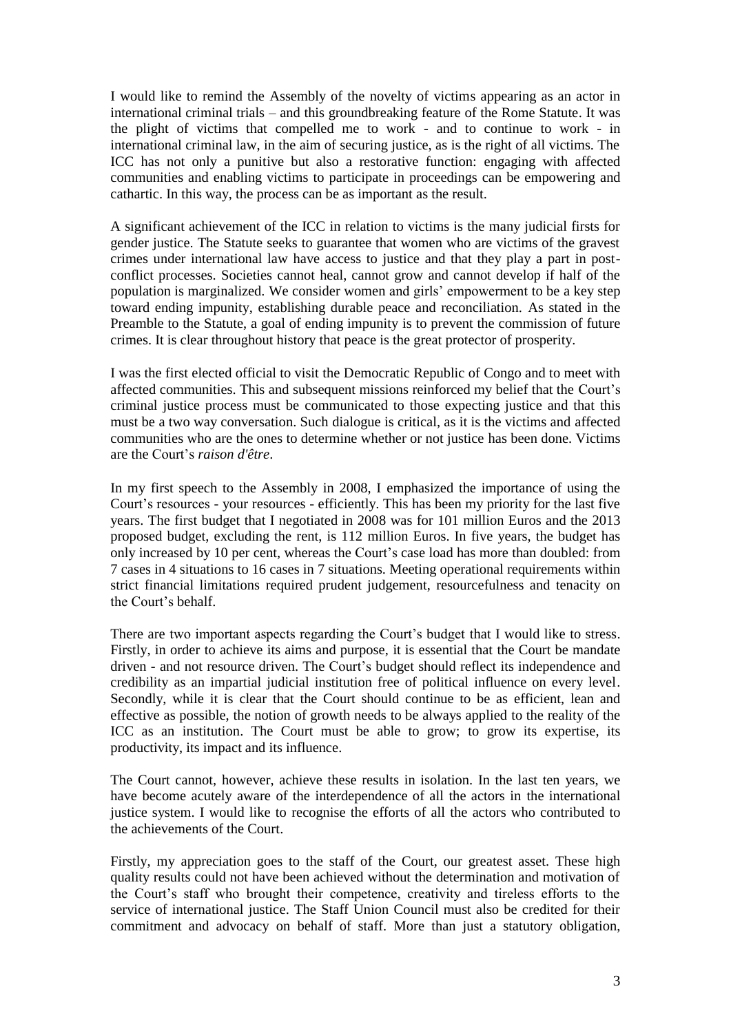I would like to remind the Assembly of the novelty of victims appearing as an actor in international criminal trials – and this groundbreaking feature of the Rome Statute. It was the plight of victims that compelled me to work - and to continue to work - in international criminal law, in the aim of securing justice, as is the right of all victims. The ICC has not only a punitive but also a restorative function: engaging with affected communities and enabling victims to participate in proceedings can be empowering and cathartic. In this way, the process can be as important as the result.

A significant achievement of the ICC in relation to victims is the many judicial firsts for gender justice. The Statute seeks to guarantee that women who are victims of the gravest crimes under international law have access to justice and that they play a part in post-conflict processes. Societies cannot heal, cannot grow and cannot develop if half of the population is marginalized. We consider women and girls' empowerment to be a key step toward ending impunity, establishing durable peace and reconciliation. As stated in the Preamble to the Statute, a goal of ending impunity is to prevent the commission of future crimes. It is clear throughout history that peace is the great protector of prosperity.

I was the first elected official to visit the Democratic Republic of Congo and to meet with affected communities. This and subsequent missions reinforced my belief that the Court's criminal justice process must be communicated to those expecting justice and that this must be a two way conversation. Such dialogue is critical, as it is the victims and affected communities who are the ones to determine whether or not justice has been done. Victims are the Court's *raison d'être*.

In my first speech to the Assembly in 2008, I emphasized the importance of using the Court's resources - your resources - efficiently. This has been my priority for the last five years. The first budget that I negotiated in 2008 was for 101 million Euros and the 2013 proposed budget, excluding the rent, is 112 million Euros. In five years, the budget has only increased by 10 per cent, whereas the Court's case load has more than doubled: from 7 cases in 4 situations to 16 cases in 7 situations. Meeting operational requirements within strict financial limitations required prudent judgement, resourcefulness and tenacity on the Court's behalf.

There are two important aspects regarding the Court's budget that I would like to stress. Firstly, in order to achieve its aims and purpose, it is essential that the Court be mandate driven - and not resource driven. The Court's budget should reflect its independence and credibility as an impartial judicial institution free of political influence on every level. Secondly, while it is clear that the Court should continue to be as efficient, lean and effective as possible, the notion of growth needs to be always applied to the reality of the ICC as an institution. The Court must be able to grow; to grow its expertise, its productivity, its impact and its influence.

The Court cannot, however, achieve these results in isolation. In the last ten years, we have become acutely aware of the interdependence of all the actors in the international justice system. I would like to recognise the efforts of all the actors who contributed to the achievements of the Court.

Firstly, my appreciation goes to the staff of the Court, our greatest asset. These high quality results could not have been achieved without the determination and motivation of the Court's staff who brought their competence, creativity and tireless efforts to the service of international justice. The Staff Union Council must also be credited for their commitment and advocacy on behalf of staff. More than just a statutory obligation,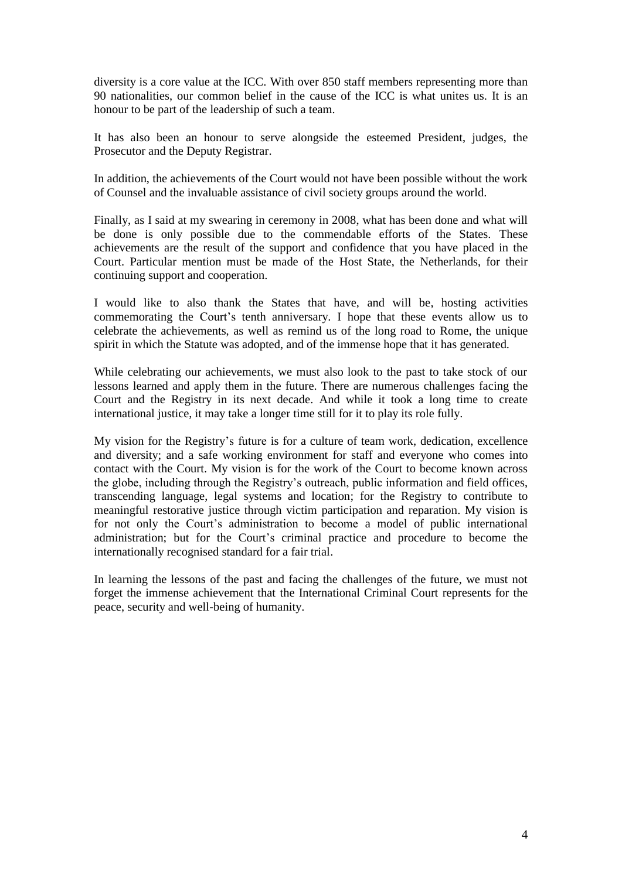diversity is a core value at the ICC. With over 850 staff members representing more than 90 nationalities, our common belief in the cause of the ICC is what unites us. It is an honour to be part of the leadership of such a team.

It has also been an honour to serve alongside the esteemed President, judges, the Prosecutor and the Deputy Registrar.

In addition, the achievements of the Court would not have been possible without the work of Counsel and the invaluable assistance of civil society groups around the world.

Finally, as I said at my swearing in ceremony in 2008, what has been done and what will be done is only possible due to the commendable efforts of the States. These achievements are the result of the support and confidence that you have placed in the Court. Particular mention must be made of the Host State, the Netherlands, for their continuing support and cooperation.

I would like to also thank the States that have, and will be, hosting activities commemorating the Court's tenth anniversary. I hope that these events allow us to celebrate the achievements, as well as remind us of the long road to Rome, the unique spirit in which the Statute was adopted, and of the immense hope that it has generated.

While celebrating our achievements, we must also look to the past to take stock of our lessons learned and apply them in the future. There are numerous challenges facing the Court and the Registry in its next decade. And while it took a long time to create international justice, it may take a longer time still for it to play its role fully.

My vision for the Registry's future is for a culture of team work, dedication, excellence and diversity; and a safe working environment for staff and everyone who comes into contact with the Court. My vision is for the work of the Court to become known across the globe, including through the Registry's outreach, public information and field offices, transcending language, legal systems and location; for the Registry to contribute to meaningful restorative justice through victim participation and reparation. My vision is for not only the Court's administration to become a model of public international administration; but for the Court's criminal practice and procedure to become the internationally recognised standard for a fair trial.

In learning the lessons of the past and facing the challenges of the future, we must not forget the immense achievement that the International Criminal Court represents for the peace, security and well-being of humanity.